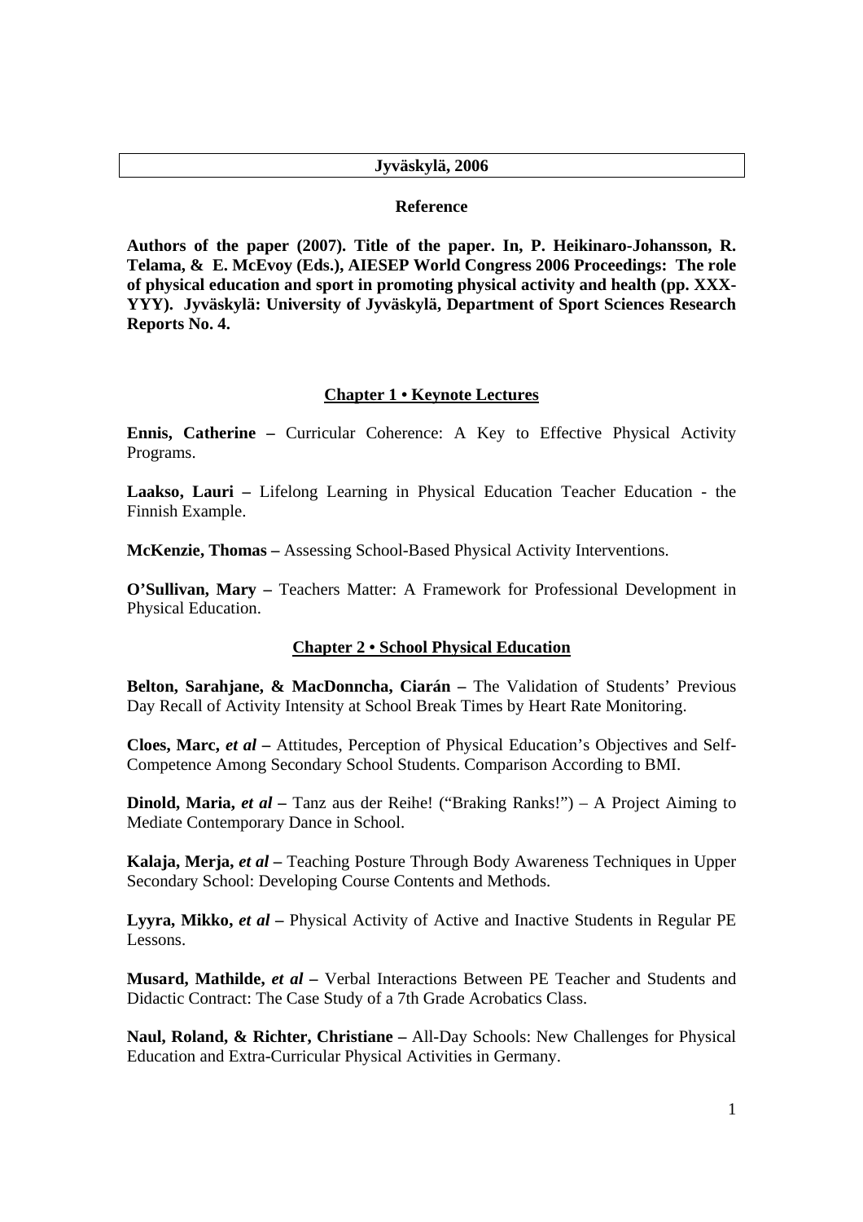**Jyväskylä, 2006**

**Reference**

**Authors of the paper (2007). Title of the paper. In, P. Heikinaro-Johansson, R. Telama, & E. McEvoy (Eds.), AIESEP World Congress 2006 Proceedings: The role of physical education and sport in promoting physical activity and health (pp. XXX-YYY). Jyväskylä: University of Jyväskylä, Department of Sport Sciences Research Reports No. 4.**

## Chapter 1 • Keynote Lectures

**Ennis, Catherine –** Curricular Coherence: A Key to Effective Physical Activity Programs.

**Laakso, Lauri –** Lifelong Learning in Physical Education Teacher Education - the Finnish Example.

**McKenzie, Thomas –** Assessing School-Based Physical Activity Interventions.

**O'Sullivan, Mary –** Teachers Matter: A Framework for Professional Development in Physical Education.

## Chapter 2 • School Physical Education

**Belton, Sarahjane, & MacDonncha, Ciarán –** The Validation of Students' Previous Day Recall of Activity Intensity at School Break Times by Heart Rate Monitoring.

**Cloes, Marc,** ***et al*** **–** Attitudes, Perception of Physical Education's Objectives and Self-Competence Among Secondary School Students. Comparison According to BMI.

**Dinold, Maria,** ***et al*** **–** Tanz aus der Reihe! ("Braking Ranks!") – A Project Aiming to Mediate Contemporary Dance in School.

**Kalaja, Merja,** ***et al*** **–** Teaching Posture Through Body Awareness Techniques in Upper Secondary School: Developing Course Contents and Methods.

**Lyyra, Mikko,** ***et al*** **–** Physical Activity of Active and Inactive Students in Regular PE Lessons.

**Musard, Mathilde,** ***et al*** **–** Verbal Interactions Between PE Teacher and Students and Didactic Contract: The Case Study of a 7th Grade Acrobatics Class.

**Naul, Roland, & Richter, Christiane –** All-Day Schools: New Challenges for Physical Education and Extra-Curricular Physical Activities in Germany.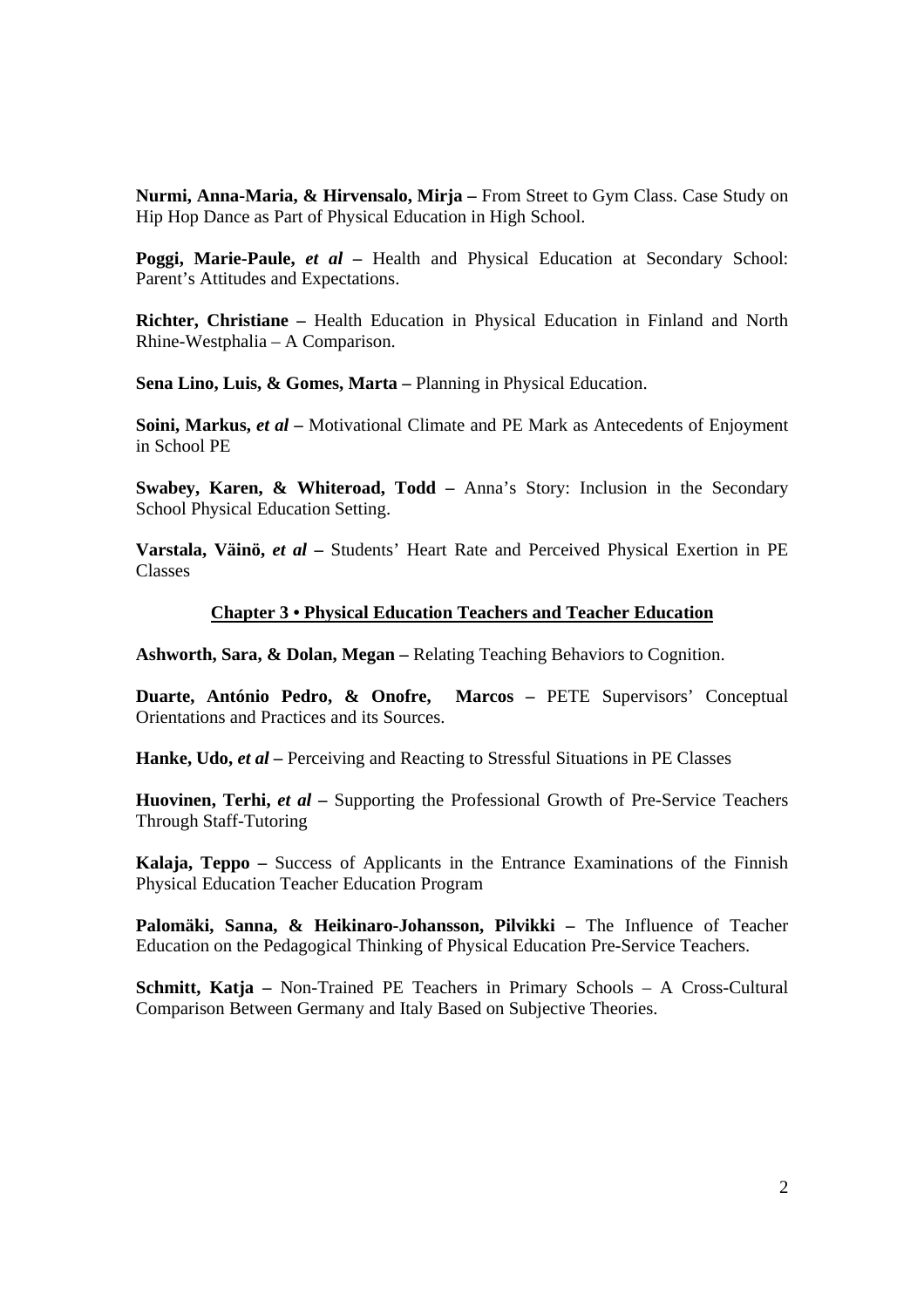**Nurmi, Anna-Maria, & Hirvensalo, Mirja –** From Street to Gym Class. Case Study on Hip Hop Dance as Part of Physical Education in High School.

**Poggi, Marie-Paule,** ***et al*** **–** Health and Physical Education at Secondary School: Parent's Attitudes and Expectations.

**Richter, Christiane –** Health Education in Physical Education in Finland and North Rhine-Westphalia – A Comparison.

**Sena Lino, Luis, & Gomes, Marta –** Planning in Physical Education.

**Soini, Markus,** ***et al*** **–** Motivational Climate and PE Mark as Antecedents of Enjoyment in School PE

**Swabey, Karen, & Whiteroad, Todd –** Anna's Story: Inclusion in the Secondary School Physical Education Setting.

**Varstala, Väinö,** ***et al*** **–** Students' Heart Rate and Perceived Physical Exertion in PE Classes

## Chapter 3 • Physical Education Teachers and Teacher Education

**Ashworth, Sara, & Dolan, Megan –** Relating Teaching Behaviors to Cognition.

**Duarte, António Pedro, & Onofre, Marcos –** PETE Supervisors' Conceptual Orientations and Practices and its Sources.

**Hanke, Udo,** ***et al*** **–** Perceiving and Reacting to Stressful Situations in PE Classes

**Huovinen, Terhi,** ***et al*** **–** Supporting the Professional Growth of Pre-Service Teachers Through Staff-Tutoring

**Kalaja, Teppo –** Success of Applicants in the Entrance Examinations of the Finnish Physical Education Teacher Education Program

**Palomäki, Sanna, & Heikinaro-Johansson, Pilvikki –** The Influence of Teacher Education on the Pedagogical Thinking of Physical Education Pre-Service Teachers.

**Schmitt, Katja –** Non-Trained PE Teachers in Primary Schools – A Cross-Cultural Comparison Between Germany and Italy Based on Subjective Theories.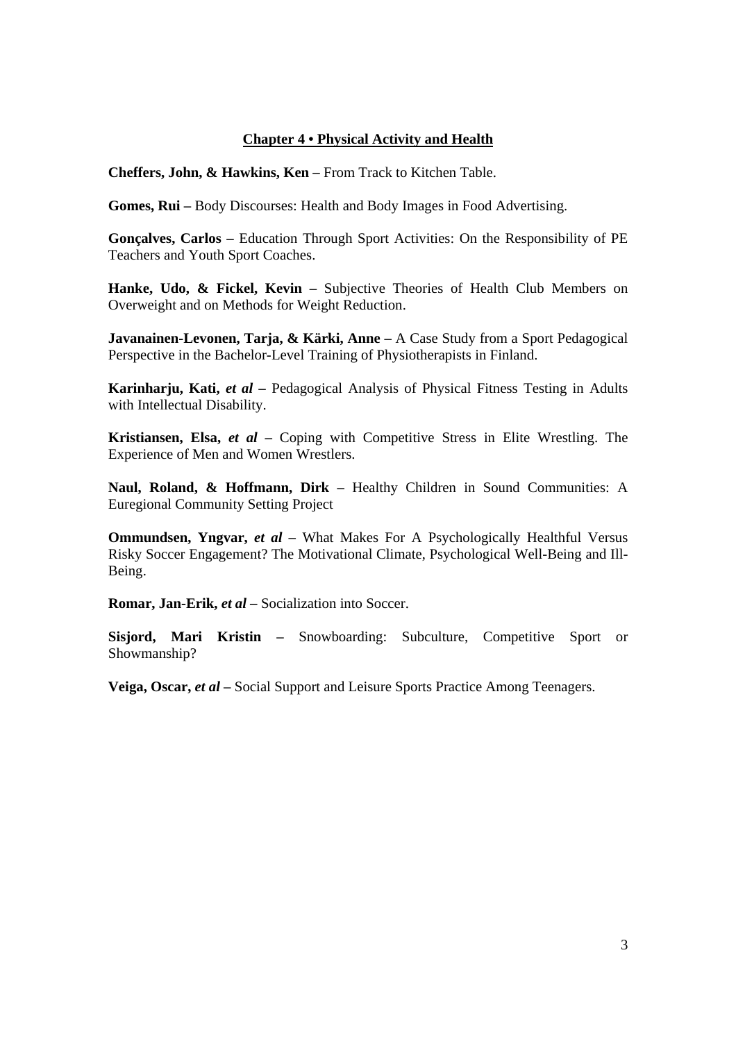## Chapter 4 • Physical Activity and Health

**Cheffers, John, & Hawkins, Ken –** From Track to Kitchen Table.

**Gomes, Rui –** Body Discourses: Health and Body Images in Food Advertising.

**Gonçalves, Carlos –** Education Through Sport Activities: On the Responsibility of PE Teachers and Youth Sport Coaches.

**Hanke, Udo, & Fickel, Kevin –** Subjective Theories of Health Club Members on Overweight and on Methods for Weight Reduction.

**Javanainen-Levonen, Tarja, & Kärki, Anne –** A Case Study from a Sport Pedagogical Perspective in the Bachelor-Level Training of Physiotherapists in Finland.

**Karinharju, Kati,** ***et al*** **–** Pedagogical Analysis of Physical Fitness Testing in Adults with Intellectual Disability.

**Kristiansen, Elsa,** ***et al*** **–** Coping with Competitive Stress in Elite Wrestling. The Experience of Men and Women Wrestlers.

**Naul, Roland, & Hoffmann, Dirk –** Healthy Children in Sound Communities: A Euregional Community Setting Project

**Ommundsen, Yngvar,** ***et al*** **–** What Makes For A Psychologically Healthful Versus Risky Soccer Engagement? The Motivational Climate, Psychological Well-Being and Ill-Being.

**Romar, Jan-Erik,** ***et al*** **–** Socialization into Soccer.

**Sisjord, Mari Kristin –** Snowboarding: Subculture, Competitive Sport or Showmanship?

**Veiga, Oscar,** ***et al*** **–** Social Support and Leisure Sports Practice Among Teenagers.